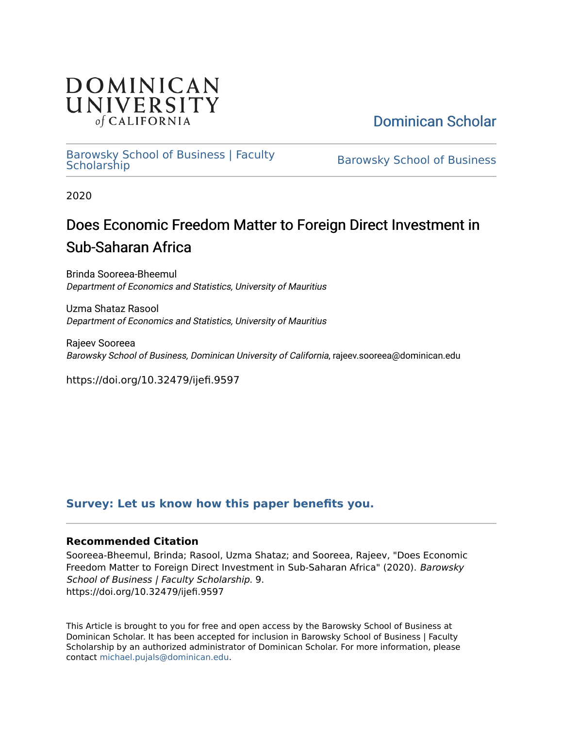DOMINICAN UNIVERSITY *of* CALIFORNIA

Dominican Scholar

Barowsky School of Business | Faculty Scholarship

Barowsky School of Business

2020

# Does Economic Freedom Matter to Foreign Direct Investment in Sub-Saharan Africa

Brinda Sooreea-Bheemul
*Department of Economics and Statistics, University of Mauritius*

Uzma Shataz Rasool
*Department of Economics and Statistics, University of Mauritius*

Rajeev Sooreea
*Barowsky School of Business, Dominican University of California*, rajeev.sooreea@dominican.edu

https://doi.org/10.32479/ijefi.9597

**Survey: Let us know how this paper benefits you.**

### Recommended Citation

Sooreea-Bheemul, Brinda; Rasool, Uzma Shataz; and Sooreea, Rajeev, "Does Economic Freedom Matter to Foreign Direct Investment in Sub-Saharan Africa" (2020). *Barowsky School of Business | Faculty Scholarship*. 9.
https://doi.org/10.32479/ijefi.9597

This Article is brought to you for free and open access by the Barowsky School of Business at Dominican Scholar. It has been accepted for inclusion in Barowsky School of Business | Faculty Scholarship by an authorized administrator of Dominican Scholar. For more information, please contact michael.pujals@dominican.edu.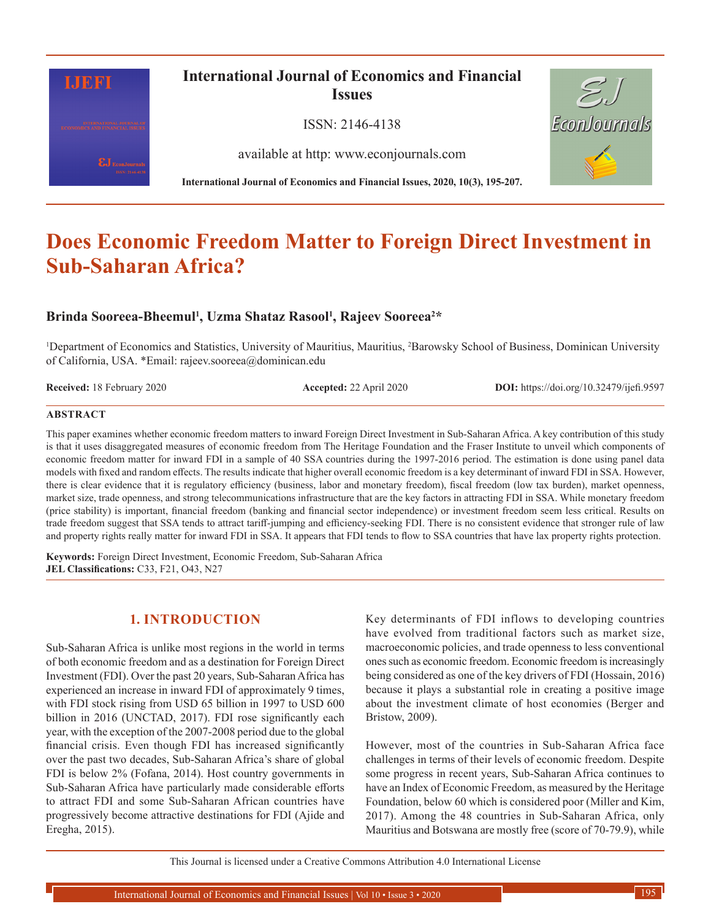# Does Economic Freedom Matter to Foreign Direct Investment in Sub-Saharan Africa?

**Brinda Sooreea-Bheemul[1], Uzma Shataz Rasool[1], Rajeev Sooreea[2]***

[1]Department of Economics and Statistics, University of Mauritius, Mauritius, [2]Barowsky School of Business, Dominican University of California, USA. *Email: rajeev.sooreea@dominican.edu

**Received:** 18 February 2020 **Accepted:** 22 April 2020 **DOI:** https://doi.org/10.32479/ijefi.9597

## ABSTRACT

This paper examines whether economic freedom matters to inward Foreign Direct Investment in Sub-Saharan Africa. A key contribution of this study is that it uses disaggregated measures of economic freedom from The Heritage Foundation and the Fraser Institute to unveil which components of economic freedom matter for inward FDI in a sample of 40 SSA countries during the 1997-2016 period. The estimation is done using panel data models with fixed and random effects. The results indicate that higher overall economic freedom is a key determinant of inward FDI in SSA. However, there is clear evidence that it is regulatory efficiency (business, labor and monetary freedom), fiscal freedom (low tax burden), market openness, market size, trade openness, and strong telecommunications infrastructure that are the key factors in attracting FDI in SSA. While monetary freedom (price stability) is important, financial freedom (banking and financial sector independence) or investment freedom seem less critical. Results on trade freedom suggest that SSA tends to attract tariff-jumping and efficiency-seeking FDI. There is no consistent evidence that stronger rule of law and property rights really matter for inward FDI in SSA. It appears that FDI tends to flow to SSA countries that have lax property rights protection.

**Keywords:** Foreign Direct Investment, Economic Freedom, Sub-Saharan Africa
**JEL Classifications:** C33, F21, O43, N27

## 1. INTRODUCTION

Sub-Saharan Africa is unlike most regions in the world in terms of both economic freedom and as a destination for Foreign Direct Investment (FDI). Over the past 20 years, Sub-Saharan Africa has experienced an increase in inward FDI of approximately 9 times, with FDI stock rising from USD 65 billion in 1997 to USD 600 billion in 2016 (UNCTAD, 2017). FDI rose significantly each year, with the exception of the 2007-2008 period due to the global financial crisis. Even though FDI has increased significantly over the past two decades, Sub-Saharan Africa's share of global FDI is below 2% (Fofana, 2014). Host country governments in Sub-Saharan Africa have particularly made considerable efforts to attract FDI and some Sub-Saharan African countries have progressively become attractive destinations for FDI (Ajide and Eregha, 2015).

Key determinants of FDI inflows to developing countries have evolved from traditional factors such as market size, macroeconomic policies, and trade openness to less conventional ones such as economic freedom. Economic freedom is increasingly being considered as one of the key drivers of FDI (Hossain, 2016) because it plays a substantial role in creating a positive image about the investment climate of host economies (Berger and Bristow, 2009).

However, most of the countries in Sub-Saharan Africa face challenges in terms of their levels of economic freedom. Despite some progress in recent years, Sub-Saharan Africa continues to have an Index of Economic Freedom, as measured by the Heritage Foundation, below 60 which is considered poor (Miller and Kim, 2017). Among the 48 countries in Sub-Saharan Africa, only Mauritius and Botswana are mostly free (score of 70-79.9), while

This Journal is licensed under a Creative Commons Attribution 4.0 International License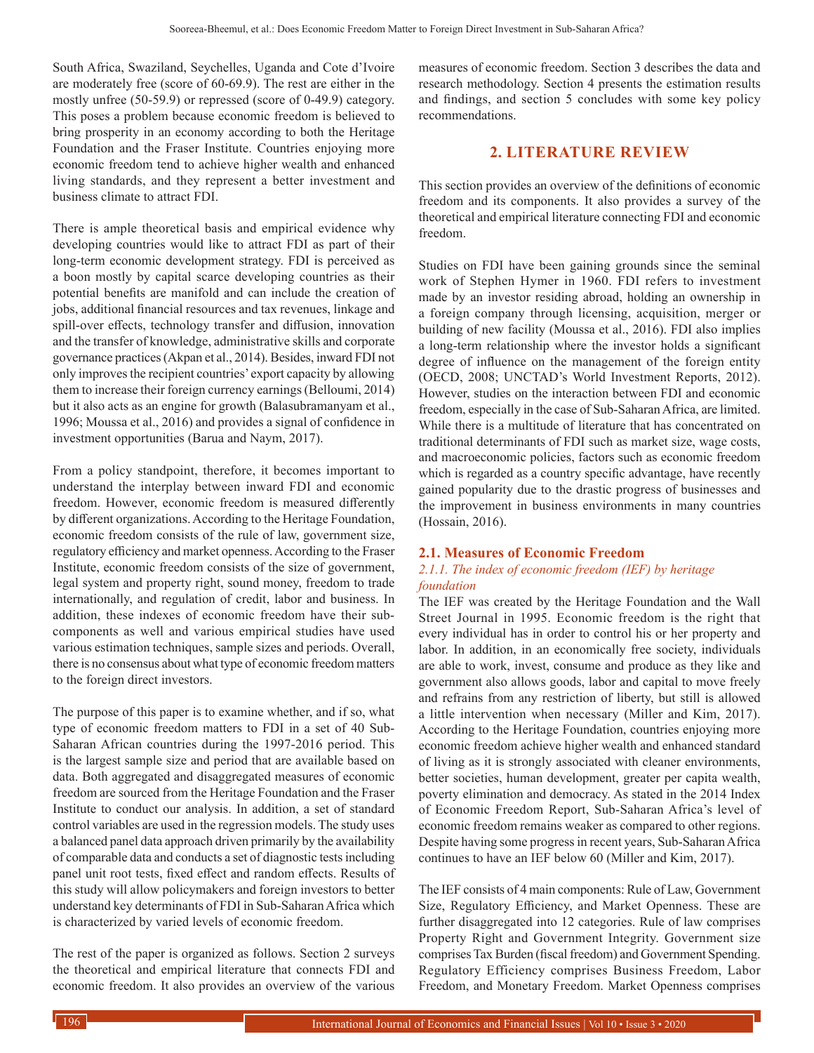South Africa, Swaziland, Seychelles, Uganda and Cote d'Ivoire are moderately free (score of 60-69.9). The rest are either in the mostly unfree (50-59.9) or repressed (score of 0-49.9) category. This poses a problem because economic freedom is believed to bring prosperity in an economy according to both the Heritage Foundation and the Fraser Institute. Countries enjoying more economic freedom tend to achieve higher wealth and enhanced living standards, and they represent a better investment and business climate to attract FDI.

There is ample theoretical basis and empirical evidence why developing countries would like to attract FDI as part of their long-term economic development strategy. FDI is perceived as a boon mostly by capital scarce developing countries as their potential benefits are manifold and can include the creation of jobs, additional financial resources and tax revenues, linkage and spill-over effects, technology transfer and diffusion, innovation and the transfer of knowledge, administrative skills and corporate governance practices (Akpan et al., 2014). Besides, inward FDI not only improves the recipient countries' export capacity by allowing them to increase their foreign currency earnings (Belloumi, 2014) but it also acts as an engine for growth (Balasubramanyam et al., 1996; Moussa et al., 2016) and provides a signal of confidence in investment opportunities (Barua and Naym, 2017).

From a policy standpoint, therefore, it becomes important to understand the interplay between inward FDI and economic freedom. However, economic freedom is measured differently by different organizations. According to the Heritage Foundation, economic freedom consists of the rule of law, government size, regulatory efficiency and market openness. According to the Fraser Institute, economic freedom consists of the size of government, legal system and property right, sound money, freedom to trade internationally, and regulation of credit, labor and business. In addition, these indexes of economic freedom have their sub-components as well and various empirical studies have used various estimation techniques, sample sizes and periods. Overall, there is no consensus about what type of economic freedom matters to the foreign direct investors.

The purpose of this paper is to examine whether, and if so, what type of economic freedom matters to FDI in a set of 40 Sub-Saharan African countries during the 1997-2016 period. This is the largest sample size and period that are available based on data. Both aggregated and disaggregated measures of economic freedom are sourced from the Heritage Foundation and the Fraser Institute to conduct our analysis. In addition, a set of standard control variables are used in the regression models. The study uses a balanced panel data approach driven primarily by the availability of comparable data and conducts a set of diagnostic tests including panel unit root tests, fixed effect and random effects. Results of this study will allow policymakers and foreign investors to better understand key determinants of FDI in Sub-Saharan Africa which is characterized by varied levels of economic freedom.

The rest of the paper is organized as follows. Section 2 surveys the theoretical and empirical literature that connects FDI and economic freedom. It also provides an overview of the various measures of economic freedom. Section 3 describes the data and research methodology. Section 4 presents the estimation results and findings, and section 5 concludes with some key policy recommendations.

## 2. LITERATURE REVIEW

This section provides an overview of the definitions of economic freedom and its components. It also provides a survey of the theoretical and empirical literature connecting FDI and economic freedom.

Studies on FDI have been gaining grounds since the seminal work of Stephen Hymer in 1960. FDI refers to investment made by an investor residing abroad, holding an ownership in a foreign company through licensing, acquisition, merger or building of new facility (Moussa et al., 2016). FDI also implies a long-term relationship where the investor holds a significant degree of influence on the management of the foreign entity (OECD, 2008; UNCTAD's World Investment Reports, 2012). However, studies on the interaction between FDI and economic freedom, especially in the case of Sub-Saharan Africa, are limited. While there is a multitude of literature that has concentrated on traditional determinants of FDI such as market size, wage costs, and macroeconomic policies, factors such as economic freedom which is regarded as a country specific advantage, have recently gained popularity due to the drastic progress of businesses and the improvement in business environments in many countries (Hossain, 2016).

### 2.1. Measures of Economic Freedom

#### *2.1.1. The index of economic freedom (IEF) by heritage foundation*

The IEF was created by the Heritage Foundation and the Wall Street Journal in 1995. Economic freedom is the right that every individual has in order to control his or her property and labor. In addition, in an economically free society, individuals are able to work, invest, consume and produce as they like and government also allows goods, labor and capital to move freely and refrains from any restriction of liberty, but still is allowed a little intervention when necessary (Miller and Kim, 2017). According to the Heritage Foundation, countries enjoying more economic freedom achieve higher wealth and enhanced standard of living as it is strongly associated with cleaner environments, better societies, human development, greater per capita wealth, poverty elimination and democracy. As stated in the 2014 Index of Economic Freedom Report, Sub-Saharan Africa's level of economic freedom remains weaker as compared to other regions. Despite having some progress in recent years, Sub-Saharan Africa continues to have an IEF below 60 (Miller and Kim, 2017).

The IEF consists of 4 main components: Rule of Law, Government Size, Regulatory Efficiency, and Market Openness. These are further disaggregated into 12 categories. Rule of law comprises Property Right and Government Integrity. Government size comprises Tax Burden (fiscal freedom) and Government Spending. Regulatory Efficiency comprises Business Freedom, Labor Freedom, and Monetary Freedom. Market Openness comprises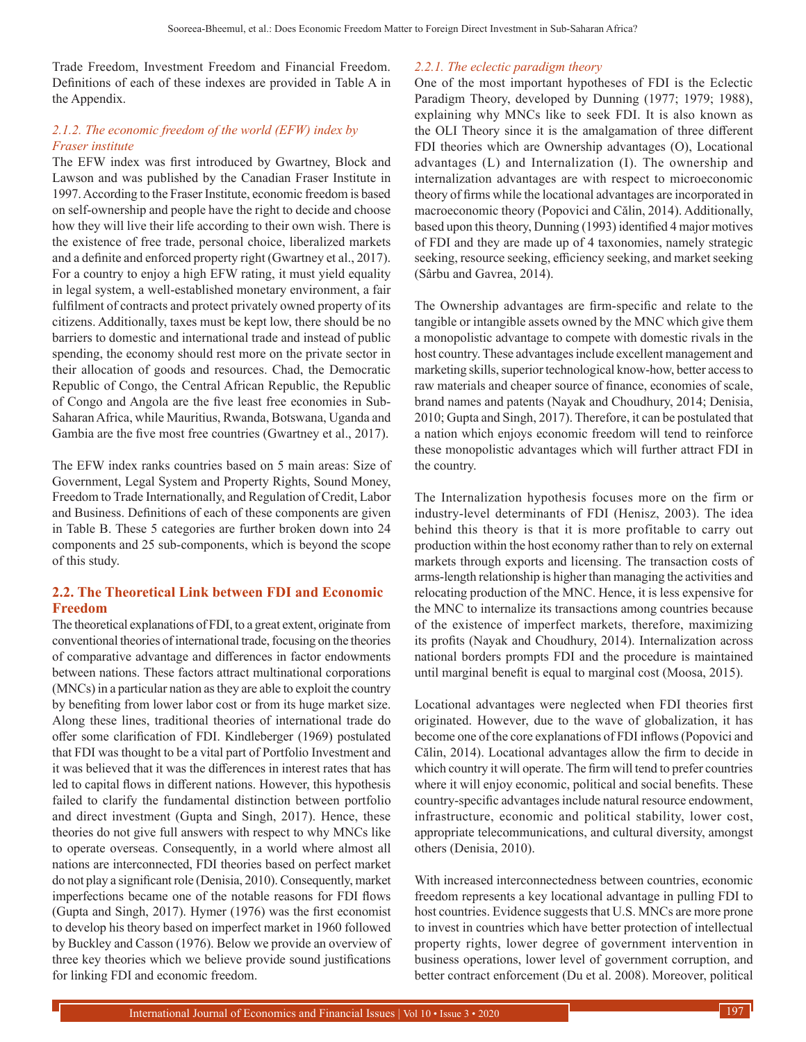Trade Freedom, Investment Freedom and Financial Freedom. Definitions of each of these indexes are provided in Table A in the Appendix.

#### *2.1.2. The economic freedom of the world (EFW) index by Fraser institute*

The EFW index was first introduced by Gwartney, Block and Lawson and was published by the Canadian Fraser Institute in 1997. According to the Fraser Institute, economic freedom is based on self-ownership and people have the right to decide and choose how they will live their life according to their own wish. There is the existence of free trade, personal choice, liberalized markets and a definite and enforced property right (Gwartney et al., 2017). For a country to enjoy a high EFW rating, it must yield equality in legal system, a well-established monetary environment, a fair fulfilment of contracts and protect privately owned property of its citizens. Additionally, taxes must be kept low, there should be no barriers to domestic and international trade and instead of public spending, the economy should rest more on the private sector in their allocation of goods and resources. Chad, the Democratic Republic of Congo, the Central African Republic, the Republic of Congo and Angola are the five least free economies in Sub-Saharan Africa, while Mauritius, Rwanda, Botswana, Uganda and Gambia are the five most free countries (Gwartney et al., 2017).

The EFW index ranks countries based on 5 main areas: Size of Government, Legal System and Property Rights, Sound Money, Freedom to Trade Internationally, and Regulation of Credit, Labor and Business. Definitions of each of these components are given in Table B. These 5 categories are further broken down into 24 components and 25 sub-components, which is beyond the scope of this study.

### 2.2. The Theoretical Link between FDI and Economic Freedom

The theoretical explanations of FDI, to a great extent, originate from conventional theories of international trade, focusing on the theories of comparative advantage and differences in factor endowments between nations. These factors attract multinational corporations (MNCs) in a particular nation as they are able to exploit the country by benefiting from lower labor cost or from its huge market size. Along these lines, traditional theories of international trade do offer some clarification of FDI. Kindleberger (1969) postulated that FDI was thought to be a vital part of Portfolio Investment and it was believed that it was the differences in interest rates that has led to capital flows in different nations. However, this hypothesis failed to clarify the fundamental distinction between portfolio and direct investment (Gupta and Singh, 2017). Hence, these theories do not give full answers with respect to why MNCs like to operate overseas. Consequently, in a world where almost all nations are interconnected, FDI theories based on perfect market do not play a significant role (Denisia, 2010). Consequently, market imperfections became one of the notable reasons for FDI flows (Gupta and Singh, 2017). Hymer (1976) was the first economist to develop his theory based on imperfect market in 1960 followed by Buckley and Casson (1976). Below we provide an overview of three key theories which we believe provide sound justifications for linking FDI and economic freedom.

#### *2.2.1. The eclectic paradigm theory*

One of the most important hypotheses of FDI is the Eclectic Paradigm Theory, developed by Dunning (1977; 1979; 1988), explaining why MNCs like to seek FDI. It is also known as the OLI Theory since it is the amalgamation of three different FDI theories which are Ownership advantages (O), Locational advantages (L) and Internalization (I). The ownership and internalization advantages are with respect to microeconomic theory of firms while the locational advantages are incorporated in macroeconomic theory (Popovici and Călin, 2014). Additionally, based upon this theory, Dunning (1993) identified 4 major motives of FDI and they are made up of 4 taxonomies, namely strategic seeking, resource seeking, efficiency seeking, and market seeking (Sârbu and Gavrea, 2014).

The Ownership advantages are firm-specific and relate to the tangible or intangible assets owned by the MNC which give them a monopolistic advantage to compete with domestic rivals in the host country. These advantages include excellent management and marketing skills, superior technological know-how, better access to raw materials and cheaper source of finance, economies of scale, brand names and patents (Nayak and Choudhury, 2014; Denisia, 2010; Gupta and Singh, 2017). Therefore, it can be postulated that a nation which enjoys economic freedom will tend to reinforce these monopolistic advantages which will further attract FDI in the country.

The Internalization hypothesis focuses more on the firm or industry-level determinants of FDI (Henisz, 2003). The idea behind this theory is that it is more profitable to carry out production within the host economy rather than to rely on external markets through exports and licensing. The transaction costs of arms-length relationship is higher than managing the activities and relocating production of the MNC. Hence, it is less expensive for the MNC to internalize its transactions among countries because of the existence of imperfect markets, therefore, maximizing its profits (Nayak and Choudhury, 2014). Internalization across national borders prompts FDI and the procedure is maintained until marginal benefit is equal to marginal cost (Moosa, 2015).

Locational advantages were neglected when FDI theories first originated. However, due to the wave of globalization, it has become one of the core explanations of FDI inflows (Popovici and Călin, 2014). Locational advantages allow the firm to decide in which country it will operate. The firm will tend to prefer countries where it will enjoy economic, political and social benefits. These country-specific advantages include natural resource endowment, infrastructure, economic and political stability, lower cost, appropriate telecommunications, and cultural diversity, amongst others (Denisia, 2010).

With increased interconnectedness between countries, economic freedom represents a key locational advantage in pulling FDI to host countries. Evidence suggests that U.S. MNCs are more prone to invest in countries which have better protection of intellectual property rights, lower degree of government intervention in business operations, lower level of government corruption, and better contract enforcement (Du et al. 2008). Moreover, political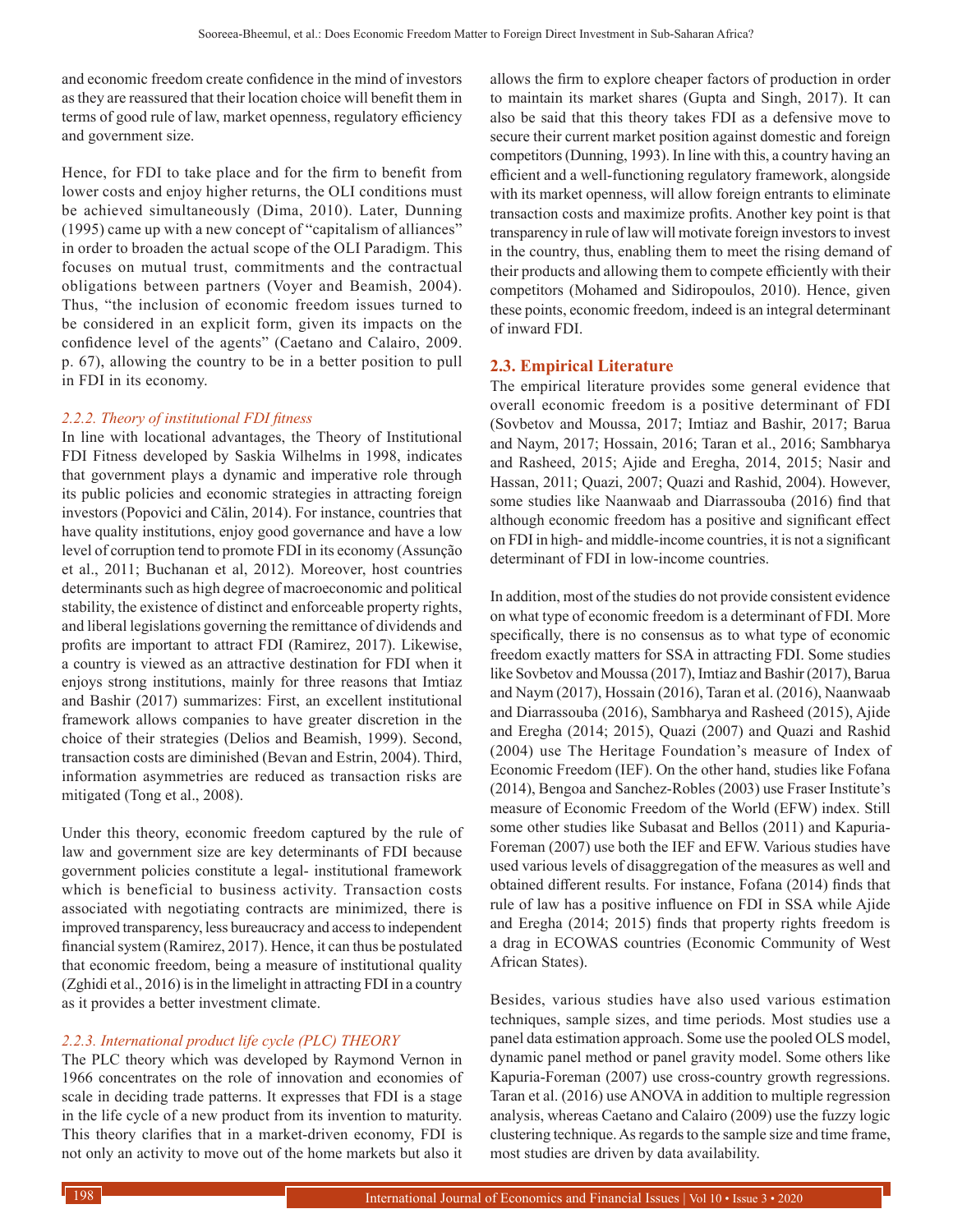and economic freedom create confidence in the mind of investors as they are reassured that their location choice will benefit them in terms of good rule of law, market openness, regulatory efficiency and government size.

Hence, for FDI to take place and for the firm to benefit from lower costs and enjoy higher returns, the OLI conditions must be achieved simultaneously (Dima, 2010). Later, Dunning (1995) came up with a new concept of "capitalism of alliances" in order to broaden the actual scope of the OLI Paradigm. This focuses on mutual trust, commitments and the contractual obligations between partners (Voyer and Beamish, 2004). Thus, "the inclusion of economic freedom issues turned to be considered in an explicit form, given its impacts on the confidence level of the agents" (Caetano and Calairo, 2009. p. 67), allowing the country to be in a better position to pull in FDI in its economy.

#### *2.2.2. Theory of institutional FDI fitness*

In line with locational advantages, the Theory of Institutional FDI Fitness developed by Saskia Wilhelms in 1998, indicates that government plays a dynamic and imperative role through its public policies and economic strategies in attracting foreign investors (Popovici and Călin, 2014). For instance, countries that have quality institutions, enjoy good governance and have a low level of corruption tend to promote FDI in its economy (Assunção et al., 2011; Buchanan et al, 2012). Moreover, host countries determinants such as high degree of macroeconomic and political stability, the existence of distinct and enforceable property rights, and liberal legislations governing the remittance of dividends and profits are important to attract FDI (Ramirez, 2017). Likewise, a country is viewed as an attractive destination for FDI when it enjoys strong institutions, mainly for three reasons that Imtiaz and Bashir (2017) summarizes: First, an excellent institutional framework allows companies to have greater discretion in the choice of their strategies (Delios and Beamish, 1999). Second, transaction costs are diminished (Bevan and Estrin, 2004). Third, information asymmetries are reduced as transaction risks are mitigated (Tong et al., 2008).

Under this theory, economic freedom captured by the rule of law and government size are key determinants of FDI because government policies constitute a legal- institutional framework which is beneficial to business activity. Transaction costs associated with negotiating contracts are minimized, there is improved transparency, less bureaucracy and access to independent financial system (Ramirez, 2017). Hence, it can thus be postulated that economic freedom, being a measure of institutional quality (Zghidi et al., 2016) is in the limelight in attracting FDI in a country as it provides a better investment climate.

#### *2.2.3. International product life cycle (PLC) THEORY*

The PLC theory which was developed by Raymond Vernon in 1966 concentrates on the role of innovation and economies of scale in deciding trade patterns. It expresses that FDI is a stage in the life cycle of a new product from its invention to maturity. This theory clarifies that in a market-driven economy, FDI is not only an activity to move out of the home markets but also it allows the firm to explore cheaper factors of production in order to maintain its market shares (Gupta and Singh, 2017). It can also be said that this theory takes FDI as a defensive move to secure their current market position against domestic and foreign competitors (Dunning, 1993). In line with this, a country having an efficient and a well-functioning regulatory framework, alongside with its market openness, will allow foreign entrants to eliminate transaction costs and maximize profits. Another key point is that transparency in rule of law will motivate foreign investors to invest in the country, thus, enabling them to meet the rising demand of their products and allowing them to compete efficiently with their competitors (Mohamed and Sidiropoulos, 2010). Hence, given these points, economic freedom, indeed is an integral determinant of inward FDI.

### 2.3. Empirical Literature

The empirical literature provides some general evidence that overall economic freedom is a positive determinant of FDI (Sovbetov and Moussa, 2017; Imtiaz and Bashir, 2017; Barua and Naym, 2017; Hossain, 2016; Taran et al., 2016; Sambharya and Rasheed, 2015; Ajide and Eregha, 2014, 2015; Nasir and Hassan, 2011; Quazi, 2007; Quazi and Rashid, 2004). However, some studies like Naanwaab and Diarrassouba (2016) find that although economic freedom has a positive and significant effect on FDI in high- and middle-income countries, it is not a significant determinant of FDI in low-income countries.

In addition, most of the studies do not provide consistent evidence on what type of economic freedom is a determinant of FDI. More specifically, there is no consensus as to what type of economic freedom exactly matters for SSA in attracting FDI. Some studies like Sovbetov and Moussa (2017), Imtiaz and Bashir (2017), Barua and Naym (2017), Hossain (2016), Taran et al. (2016), Naanwaab and Diarrassouba (2016), Sambharya and Rasheed (2015), Ajide and Eregha (2014; 2015), Quazi (2007) and Quazi and Rashid (2004) use The Heritage Foundation's measure of Index of Economic Freedom (IEF). On the other hand, studies like Fofana (2014), Bengoa and Sanchez-Robles (2003) use Fraser Institute's measure of Economic Freedom of the World (EFW) index. Still some other studies like Subasat and Bellos (2011) and Kapuria-Foreman (2007) use both the IEF and EFW. Various studies have used various levels of disaggregation of the measures as well and obtained different results. For instance, Fofana (2014) finds that rule of law has a positive influence on FDI in SSA while Ajide and Eregha (2014; 2015) finds that property rights freedom is a drag in ECOWAS countries (Economic Community of West African States).

Besides, various studies have also used various estimation techniques, sample sizes, and time periods. Most studies use a panel data estimation approach. Some use the pooled OLS model, dynamic panel method or panel gravity model. Some others like Kapuria-Foreman (2007) use cross-country growth regressions. Taran et al. (2016) use ANOVA in addition to multiple regression analysis, whereas Caetano and Calairo (2009) use the fuzzy logic clustering technique. As regards to the sample size and time frame, most studies are driven by data availability.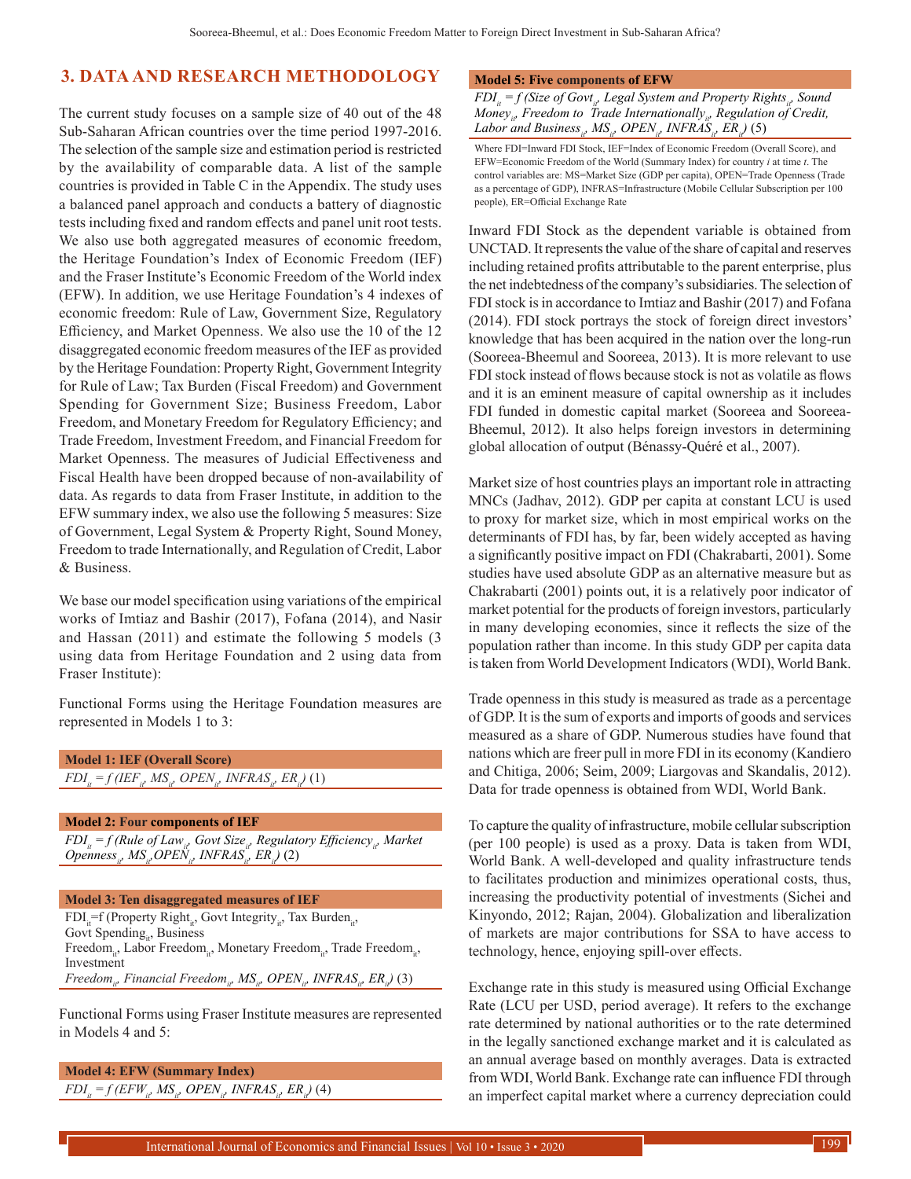## 3. DATA AND RESEARCH METHODOLOGY

The current study focuses on a sample size of 40 out of the 48 Sub-Saharan African countries over the time period 1997-2016. The selection of the sample size and estimation period is restricted by the availability of comparable data. A list of the sample countries is provided in Table C in the Appendix. The study uses a balanced panel approach and conducts a battery of diagnostic tests including fixed and random effects and panel unit root tests. We also use both aggregated measures of economic freedom, the Heritage Foundation's Index of Economic Freedom (IEF) and the Fraser Institute's Economic Freedom of the World index (EFW). In addition, we use Heritage Foundation's 4 indexes of economic freedom: Rule of Law, Government Size, Regulatory Efficiency, and Market Openness. We also use the 10 of the 12 disaggregated economic freedom measures of the IEF as provided by the Heritage Foundation: Property Right, Government Integrity for Rule of Law; Tax Burden (Fiscal Freedom) and Government Spending for Government Size; Business Freedom, Labor Freedom, and Monetary Freedom for Regulatory Efficiency; and Trade Freedom, Investment Freedom, and Financial Freedom for Market Openness. The measures of Judicial Effectiveness and Fiscal Health have been dropped because of non-availability of data. As regards to data from Fraser Institute, in addition to the EFW summary index, we also use the following 5 measures: Size of Government, Legal System & Property Right, Sound Money, Freedom to trade Internationally, and Regulation of Credit, Labor & Business.

We base our model specification using variations of the empirical works of Imtiaz and Bashir (2017), Fofana (2014), and Nasir and Hassan (2011) and estimate the following 5 models (3 using data from Heritage Foundation and 2 using data from Fraser Institute):

Functional Forms using the Heritage Foundation measures are represented in Models 1 to 3:

**Model 1: IEF (Overall Score)**

$FDI_{it} = f\,(IEF_{it}, MS_{it}, OPEN_{it}, INFRAS_{it}, ER_{it})$ (1)

**Model 2: Four components of IEF**

$FDI_{it} = f\,(Rule\ of\ Law_{it}, Govt\ Size_{it}, Regulatory\ Efficiency_{it}, Market\ Openness_{it}, MS_{it}, OPEN_{it}, INFRAS_{it}, ER_{it})$ (2)

**Model 3: Ten disaggregated measures of IEF**

$FDI_{it}=f\,(Property\ Right_{it}, Govt\ Integrity_{it}, Tax\ Burden_{it}, Govt\ Spending_{it}, Business\ Freedom_{it}, Labor\ Freedom_{it}, Monetary\ Freedom_{it}, Trade\ Freedom_{it}, Investment\ Freedom_{it}, Financial\ Freedom_{it}, MS_{it}, OPEN_{it}, INFRAS_{it}, ER_{it})$ (3)

Functional Forms using Fraser Institute measures are represented in Models 4 and 5:

**Model 4: EFW (Summary Index)**

$FDI_{it} = f\,(EFW_{it}, MS_{it}, OPEN_{it}, INFRAS_{it}, ER_{it})$ (4)

**Model 5: Five components of EFW**

$FDI_{it} = f\,(Size\ of\ Govt_{it}, Legal\ System\ and\ Property\ Rights_{it}, Sound\ Money_{it}, Freedom\ to\ Trade\ Internationally_{it}, Regulation\ of\ Credit,\ Labor\ and\ Business_{it}, MS_{it}, OPEN_{it}, INFRAS_{it}, ER_{it})$ (5)

Where FDI=Inward FDI Stock, IEF=Index of Economic Freedom (Overall Score), and EFW=Economic Freedom of the World (Summary Index) for country $i$ at time $t$. The control variables are: MS=Market Size (GDP per capita), OPEN=Trade Openness (Trade as a percentage of GDP), INFRAS=Infrastructure (Mobile Cellular Subscription per 100 people), ER=Official Exchange Rate

Inward FDI Stock as the dependent variable is obtained from UNCTAD. It represents the value of the share of capital and reserves including retained profits attributable to the parent enterprise, plus the net indebtedness of the company's subsidiaries. The selection of FDI stock is in accordance to Imtiaz and Bashir (2017) and Fofana (2014). FDI stock portrays the stock of foreign direct investors' knowledge that has been acquired in the nation over the long-run (Sooreea-Bheemul and Sooreea, 2013). It is more relevant to use FDI stock instead of flows because stock is not as volatile as flows and it is an eminent measure of capital ownership as it includes FDI funded in domestic capital market (Sooreea and Sooreea-Bheemul, 2012). It also helps foreign investors in determining global allocation of output (Bénassy-Quéré et al., 2007).

Market size of host countries plays an important role in attracting MNCs (Jadhav, 2012). GDP per capita at constant LCU is used to proxy for market size, which in most empirical works on the determinants of FDI has, by far, been widely accepted as having a significantly positive impact on FDI (Chakrabarti, 2001). Some studies have used absolute GDP as an alternative measure but as Chakrabarti (2001) points out, it is a relatively poor indicator of market potential for the products of foreign investors, particularly in many developing economies, since it reflects the size of the population rather than income. In this study GDP per capita data is taken from World Development Indicators (WDI), World Bank.

Trade openness in this study is measured as trade as a percentage of GDP. It is the sum of exports and imports of goods and services measured as a share of GDP. Numerous studies have found that nations which are freer pull in more FDI in its economy (Kandiero and Chitiga, 2006; Seim, 2009; Liargovas and Skandalis, 2012). Data for trade openness is obtained from WDI, World Bank.

To capture the quality of infrastructure, mobile cellular subscription (per 100 people) is used as a proxy. Data is taken from WDI, World Bank. A well-developed and quality infrastructure tends to facilitates production and minimizes operational costs, thus, increasing the productivity potential of investments (Sichei and Kinyondo, 2012; Rajan, 2004). Globalization and liberalization of markets are major contributions for SSA to have access to technology, hence, enjoying spill-over effects.

Exchange rate in this study is measured using Official Exchange Rate (LCU per USD, period average). It refers to the exchange rate determined by national authorities or to the rate determined in the legally sanctioned exchange market and it is calculated as an annual average based on monthly averages. Data is extracted from WDI, World Bank. Exchange rate can influence FDI through an imperfect capital market where a currency depreciation could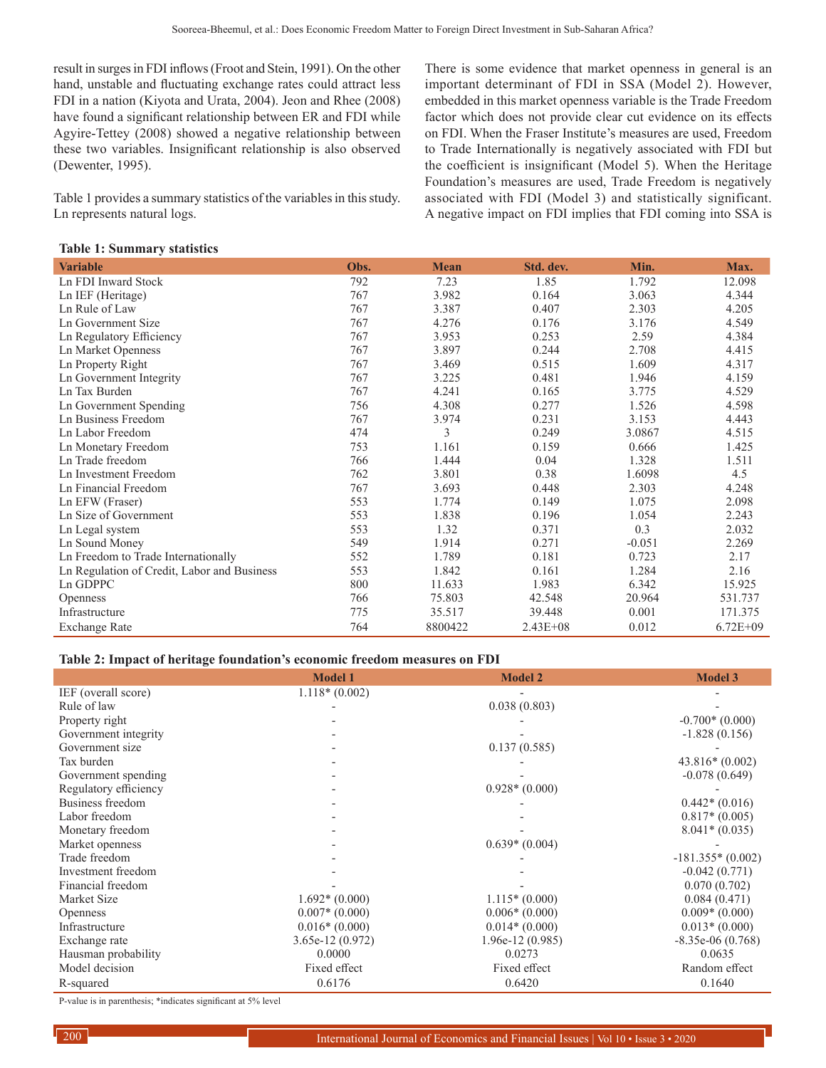result in surges in FDI inflows (Froot and Stein, 1991). On the other hand, unstable and fluctuating exchange rates could attract less FDI in a nation (Kiyota and Urata, 2004). Jeon and Rhee (2008) have found a significant relationship between ER and FDI while Agyire-Tettey (2008) showed a negative relationship between these two variables. Insignificant relationship is also observed (Dewenter, 1995).

Table 1 provides a summary statistics of the variables in this study. Ln represents natural logs.

There is some evidence that market openness in general is an important determinant of FDI in SSA (Model 2). However, embedded in this market openness variable is the Trade Freedom factor which does not provide clear cut evidence on its effects on FDI. When the Fraser Institute's measures are used, Freedom to Trade Internationally is negatively associated with FDI but the coefficient is insignificant (Model 5). When the Heritage Foundation's measures are used, Trade Freedom is negatively associated with FDI (Model 3) and statistically significant. A negative impact on FDI implies that FDI coming into SSA is

**Table 1: Summary statistics**

| Variable | Obs. | Mean | Std. dev. | Min. | Max. |
|---|---|---|---|---|---|
| Ln FDI Inward Stock | 792 | 7.23 | 1.85 | 1.792 | 12.098 |
| Ln IEF (Heritage) | 767 | 3.982 | 0.164 | 3.063 | 4.344 |
| Ln Rule of Law | 767 | 3.387 | 0.407 | 2.303 | 4.205 |
| Ln Government Size | 767 | 4.276 | 0.176 | 3.176 | 4.549 |
| Ln Regulatory Efficiency | 767 | 3.953 | 0.253 | 2.59 | 4.384 |
| Ln Market Openness | 767 | 3.897 | 0.244 | 2.708 | 4.415 |
| Ln Property Right | 767 | 3.469 | 0.515 | 1.609 | 4.317 |
| Ln Government Integrity | 767 | 3.225 | 0.481 | 1.946 | 4.159 |
| Ln Tax Burden | 767 | 4.241 | 0.165 | 3.775 | 4.529 |
| Ln Government Spending | 756 | 4.308 | 0.277 | 1.526 | 4.598 |
| Ln Business Freedom | 767 | 3.974 | 0.231 | 3.153 | 4.443 |
| Ln Labor Freedom | 474 | 3 | 0.249 | 3.0867 | 4.515 |
| Ln Monetary Freedom | 753 | 1.161 | 0.159 | 0.666 | 1.425 |
| Ln Trade freedom | 766 | 1.444 | 0.04 | 1.328 | 1.511 |
| Ln Investment Freedom | 762 | 3.801 | 0.38 | 1.6098 | 4.5 |
| Ln Financial Freedom | 767 | 3.693 | 0.448 | 2.303 | 4.248 |
| Ln EFW (Fraser) | 553 | 1.774 | 0.149 | 1.075 | 2.098 |
| Ln Size of Government | 553 | 1.838 | 0.196 | 1.054 | 2.243 |
| Ln Legal system | 553 | 1.32 | 0.371 | 0.3 | 2.032 |
| Ln Sound Money | 549 | 1.914 | 0.271 | -0.051 | 2.269 |
| Ln Freedom to Trade Internationally | 552 | 1.789 | 0.181 | 0.723 | 2.17 |
| Ln Regulation of Credit, Labor and Business | 553 | 1.842 | 0.161 | 1.284 | 2.16 |
| Ln GDPPC | 800 | 11.633 | 1.983 | 6.342 | 15.925 |
| Openness | 766 | 75.803 | 42.548 | 20.964 | 531.737 |
| Infrastructure | 775 | 35.517 | 39.448 | 0.001 | 171.375 |
| Exchange Rate | 764 | 8800422 | 2.43E+08 | 0.012 | 6.72E+09 |

**Table 2: Impact of heritage foundation's economic freedom measures on FDI**

| | Model 1 | Model 2 | Model 3 |
|---|---|---|---|
| IEF (overall score) | 1.118* (0.002) | - | - |
| Rule of law | - | 0.038 (0.803) | - |
| Property right | - | - | -0.700* (0.000) |
| Government integrity | - | - | -1.828 (0.156) |
| Government size | - | 0.137 (0.585) | - |
| Tax burden | - | - | 43.816* (0.002) |
| Government spending | - | - | -0.078 (0.649) |
| Regulatory efficiency | - | 0.928* (0.000) | - |
| Business freedom | - | - | 0.442* (0.016) |
| Labor freedom | - | - | 0.817* (0.005) |
| Monetary freedom | - | - | 8.041* (0.035) |
| Market openness | - | 0.639* (0.004) | - |
| Trade freedom | - | - | -181.355* (0.002) |
| Investment freedom | - | - | -0.042 (0.771) |
| Financial freedom | - | - | 0.070 (0.702) |
| Market Size | 1.692* (0.000) | 1.115* (0.000) | 0.084 (0.471) |
| Openness | 0.007* (0.000) | 0.006* (0.000) | 0.009* (0.000) |
| Infrastructure | 0.016* (0.000) | 0.014* (0.000) | 0.013* (0.000) |
| Exchange rate | 3.65e-12 (0.972) | 1.96e-12 (0.985) | -8.35e-06 (0.768) |
| Hausman probability | 0.0000 | 0.0273 | 0.0635 |
| Model decision | Fixed effect | Fixed effect | Random effect |
| R-squared | 0.6176 | 0.6420 | 0.1640 |

P-value is in parenthesis; *indicates significant at 5% level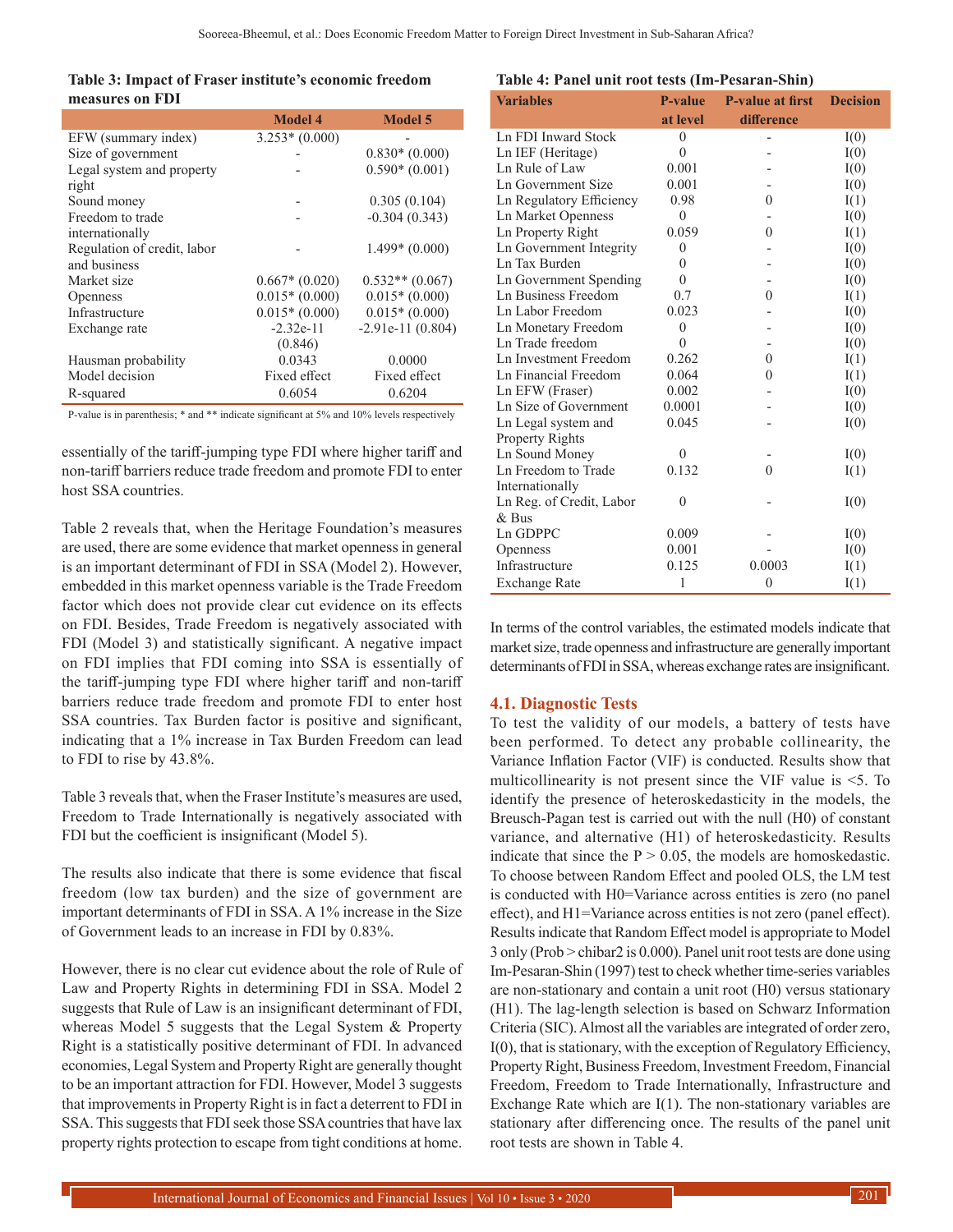**Table 3: Impact of Fraser institute's economic freedom measures on FDI**

| | Model 4 | Model 5 |
|---|---|---|
| EFW (summary index) | 3.253* (0.000) | - |
| Size of government | - | 0.830* (0.000) |
| Legal system and property right | - | 0.590* (0.001) |
| Sound money | - | 0.305 (0.104) |
| Freedom to trade internationally | - | -0.304 (0.343) |
| Regulation of credit, labor and business | - | 1.499* (0.000) |
| Market size | 0.667* (0.020) | 0.532** (0.067) |
| Openness | 0.015* (0.000) | 0.015* (0.000) |
| Infrastructure | 0.015* (0.000) | 0.015* (0.000) |
| Exchange rate | -2.32e-11 (0.846) | -2.91e-11 (0.804) |
| Hausman probability | 0.0343 | 0.0000 |
| Model decision | Fixed effect | Fixed effect |
| R-squared | 0.6054 | 0.6204 |

P-value is in parenthesis; * and ** indicate significant at 5% and 10% levels respectively

essentially of the tariff-jumping type FDI where higher tariff and non-tariff barriers reduce trade freedom and promote FDI to enter host SSA countries.

Table 2 reveals that, when the Heritage Foundation's measures are used, there are some evidence that market openness in general is an important determinant of FDI in SSA (Model 2). However, embedded in this market openness variable is the Trade Freedom factor which does not provide clear cut evidence on its effects on FDI. Besides, Trade Freedom is negatively associated with FDI (Model 3) and statistically significant. A negative impact on FDI implies that FDI coming into SSA is essentially of the tariff-jumping type FDI where higher tariff and non-tariff barriers reduce trade freedom and promote FDI to enter host SSA countries. Tax Burden factor is positive and significant, indicating that a 1% increase in Tax Burden Freedom can lead to FDI to rise by 43.8%.

Table 3 reveals that, when the Fraser Institute's measures are used, Freedom to Trade Internationally is negatively associated with FDI but the coefficient is insignificant (Model 5).

The results also indicate that there is some evidence that fiscal freedom (low tax burden) and the size of government are important determinants of FDI in SSA. A 1% increase in the Size of Government leads to an increase in FDI by 0.83%.

However, there is no clear cut evidence about the role of Rule of Law and Property Rights in determining FDI in SSA. Model 2 suggests that Rule of Law is an insignificant determinant of FDI, whereas Model 5 suggests that the Legal System & Property Right is a statistically positive determinant of FDI. In advanced economies, Legal System and Property Right are generally thought to be an important attraction for FDI. However, Model 3 suggests that improvements in Property Right is in fact a deterrent to FDI in SSA. This suggests that FDI seek those SSA countries that have lax property rights protection to escape from tight conditions at home.

**Table 4: Panel unit root tests (Im-Pesaran-Shin)**

| Variables | P-value at level | P-value at first difference | Decision |
|---|---|---|---|
| Ln FDI Inward Stock | 0 | - | I(0) |
| Ln IEF (Heritage) | 0 | - | I(0) |
| Ln Rule of Law | 0.001 | - | I(0) |
| Ln Government Size | 0.001 | - | I(0) |
| Ln Regulatory Efficiency | 0.98 | 0 | I(1) |
| Ln Market Openness | 0 | - | I(0) |
| Ln Property Right | 0.059 | 0 | I(1) |
| Ln Government Integrity | 0 | - | I(0) |
| Ln Tax Burden | 0 | - | I(0) |
| Ln Government Spending | 0 | - | I(0) |
| Ln Business Freedom | 0.7 | 0 | I(1) |
| Ln Labor Freedom | 0.023 | - | I(0) |
| Ln Monetary Freedom | 0 | - | I(0) |
| Ln Trade freedom | 0 | - | I(0) |
| Ln Investment Freedom | 0.262 | 0 | I(1) |
| Ln Financial Freedom | 0.064 | 0 | I(1) |
| Ln EFW (Fraser) | 0.002 | - | I(0) |
| Ln Size of Government | 0.0001 | - | I(0) |
| Ln Legal system and Property Rights | 0.045 | - | I(0) |
| Ln Sound Money | 0 | - | I(0) |
| Ln Freedom to Trade Internationally | 0.132 | 0 | I(1) |
| Ln Reg. of Credit, Labor & Bus | 0 | - | I(0) |
| Ln GDPPC | 0.009 | - | I(0) |
| Openness | 0.001 | - | I(0) |
| Infrastructure | 0.125 | 0.0003 | I(1) |
| Exchange Rate | 1 | 0 | I(1) |

In terms of the control variables, the estimated models indicate that market size, trade openness and infrastructure are generally important determinants of FDI in SSA, whereas exchange rates are insignificant.

### 4.1. Diagnostic Tests

To test the validity of our models, a battery of tests have been performed. To detect any probable collinearity, the Variance Inflation Factor (VIF) is conducted. Results show that multicollinearity is not present since the VIF value is <5. To identify the presence of heteroskedasticity in the models, the Breusch-Pagan test is carried out with the null (H0) of constant variance, and alternative (H1) of heteroskedasticity. Results indicate that since the $P > 0.05$, the models are homoskedastic. To choose between Random Effect and pooled OLS, the LM test is conducted with H0=Variance across entities is zero (no panel effect), and H1=Variance across entities is not zero (panel effect). Results indicate that Random Effect model is appropriate to Model 3 only (Prob > chibar2 is 0.000). Panel unit root tests are done using Im-Pesaran-Shin (1997) test to check whether time-series variables are non-stationary and contain a unit root (H0) versus stationary (H1). The lag-length selection is based on Schwarz Information Criteria (SIC). Almost all the variables are integrated of order zero, I(0), that is stationary, with the exception of Regulatory Efficiency, Property Right, Business Freedom, Investment Freedom, Financial Freedom, Freedom to Trade Internationally, Infrastructure and Exchange Rate which are I(1). The non-stationary variables are stationary after differencing once. The results of the panel unit root tests are shown in Table 4.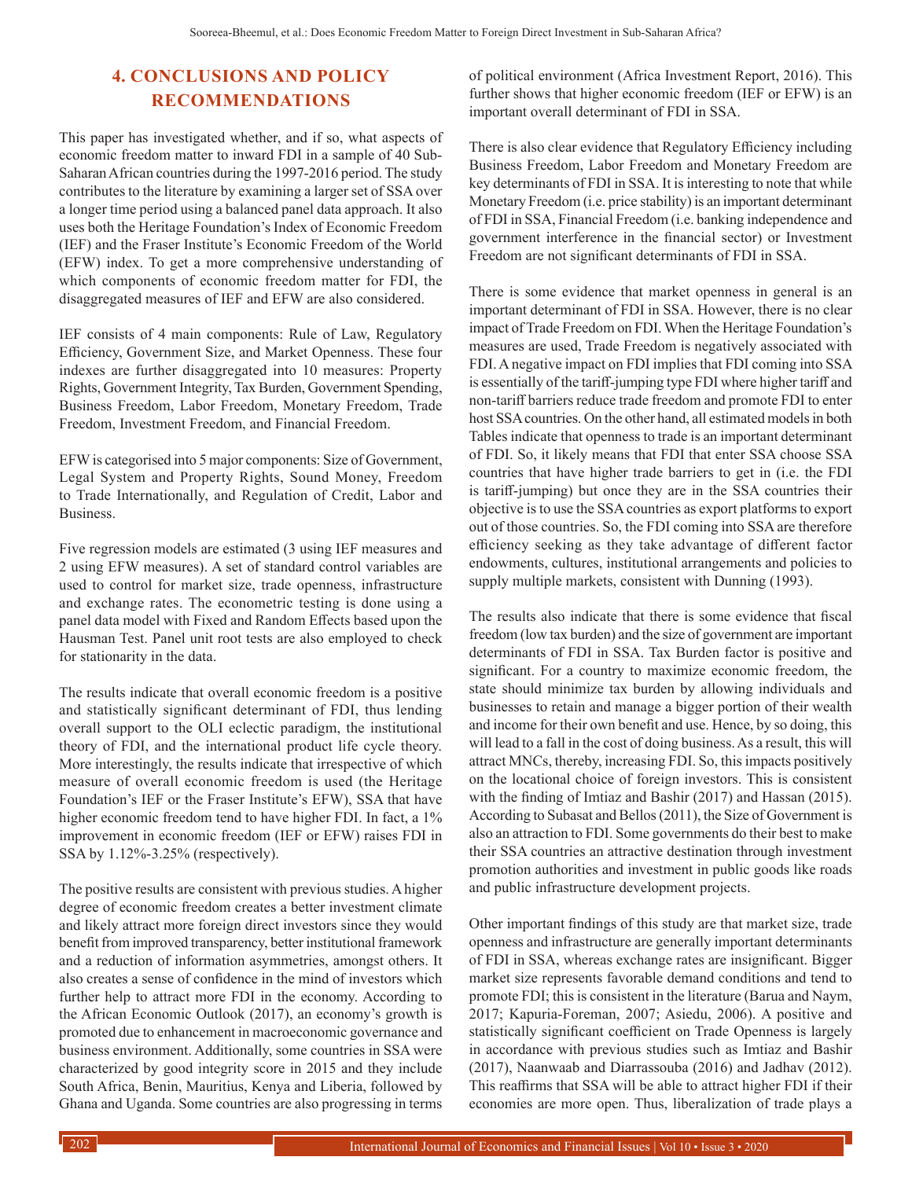## 4. CONCLUSIONS AND POLICY RECOMMENDATIONS

This paper has investigated whether, and if so, what aspects of economic freedom matter to inward FDI in a sample of 40 Sub-Saharan African countries during the 1997-2016 period. The study contributes to the literature by examining a larger set of SSA over a longer time period using a balanced panel data approach. It also uses both the Heritage Foundation's Index of Economic Freedom (IEF) and the Fraser Institute's Economic Freedom of the World (EFW) index. To get a more comprehensive understanding of which components of economic freedom matter for FDI, the disaggregated measures of IEF and EFW are also considered.

IEF consists of 4 main components: Rule of Law, Regulatory Efficiency, Government Size, and Market Openness. These four indexes are further disaggregated into 10 measures: Property Rights, Government Integrity, Tax Burden, Government Spending, Business Freedom, Labor Freedom, Monetary Freedom, Trade Freedom, Investment Freedom, and Financial Freedom.

EFW is categorised into 5 major components: Size of Government, Legal System and Property Rights, Sound Money, Freedom to Trade Internationally, and Regulation of Credit, Labor and Business.

Five regression models are estimated (3 using IEF measures and 2 using EFW measures). A set of standard control variables are used to control for market size, trade openness, infrastructure and exchange rates. The econometric testing is done using a panel data model with Fixed and Random Effects based upon the Hausman Test. Panel unit root tests are also employed to check for stationarity in the data.

The results indicate that overall economic freedom is a positive and statistically significant determinant of FDI, thus lending overall support to the OLI eclectic paradigm, the institutional theory of FDI, and the international product life cycle theory. More interestingly, the results indicate that irrespective of which measure of overall economic freedom is used (the Heritage Foundation's IEF or the Fraser Institute's EFW), SSA that have higher economic freedom tend to have higher FDI. In fact, a 1% improvement in economic freedom (IEF or EFW) raises FDI in SSA by 1.12%-3.25% (respectively).

The positive results are consistent with previous studies. A higher degree of economic freedom creates a better investment climate and likely attract more foreign direct investors since they would benefit from improved transparency, better institutional framework and a reduction of information asymmetries, amongst others. It also creates a sense of confidence in the mind of investors which further help to attract more FDI in the economy. According to the African Economic Outlook (2017), an economy's growth is promoted due to enhancement in macroeconomic governance and business environment. Additionally, some countries in SSA were characterized by good integrity score in 2015 and they include South Africa, Benin, Mauritius, Kenya and Liberia, followed by Ghana and Uganda. Some countries are also progressing in terms of political environment (Africa Investment Report, 2016). This further shows that higher economic freedom (IEF or EFW) is an important overall determinant of FDI in SSA.

There is also clear evidence that Regulatory Efficiency including Business Freedom, Labor Freedom and Monetary Freedom are key determinants of FDI in SSA. It is interesting to note that while Monetary Freedom (i.e. price stability) is an important determinant of FDI in SSA, Financial Freedom (i.e. banking independence and government interference in the financial sector) or Investment Freedom are not significant determinants of FDI in SSA.

There is some evidence that market openness in general is an important determinant of FDI in SSA. However, there is no clear impact of Trade Freedom on FDI. When the Heritage Foundation's measures are used, Trade Freedom is negatively associated with FDI. A negative impact on FDI implies that FDI coming into SSA is essentially of the tariff-jumping type FDI where higher tariff and non-tariff barriers reduce trade freedom and promote FDI to enter host SSA countries. On the other hand, all estimated models in both Tables indicate that openness to trade is an important determinant of FDI. So, it likely means that FDI that enter SSA choose SSA countries that have higher trade barriers to get in (i.e. the FDI is tariff-jumping) but once they are in the SSA countries their objective is to use the SSA countries as export platforms to export out of those countries. So, the FDI coming into SSA are therefore efficiency seeking as they take advantage of different factor endowments, cultures, institutional arrangements and policies to supply multiple markets, consistent with Dunning (1993).

The results also indicate that there is some evidence that fiscal freedom (low tax burden) and the size of government are important determinants of FDI in SSA. Tax Burden factor is positive and significant. For a country to maximize economic freedom, the state should minimize tax burden by allowing individuals and businesses to retain and manage a bigger portion of their wealth and income for their own benefit and use. Hence, by so doing, this will lead to a fall in the cost of doing business. As a result, this will attract MNCs, thereby, increasing FDI. So, this impacts positively on the locational choice of foreign investors. This is consistent with the finding of Imtiaz and Bashir (2017) and Hassan (2015). According to Subasat and Bellos (2011), the Size of Government is also an attraction to FDI. Some governments do their best to make their SSA countries an attractive destination through investment promotion authorities and investment in public goods like roads and public infrastructure development projects.

Other important findings of this study are that market size, trade openness and infrastructure are generally important determinants of FDI in SSA, whereas exchange rates are insignificant. Bigger market size represents favorable demand conditions and tend to promote FDI; this is consistent in the literature (Barua and Naym, 2017; Kapuria-Foreman, 2007; Asiedu, 2006). A positive and statistically significant coefficient on Trade Openness is largely in accordance with previous studies such as Imtiaz and Bashir (2017), Naanwaab and Diarrassouba (2016) and Jadhav (2012). This reaffirms that SSA will be able to attract higher FDI if their economies are more open. Thus, liberalization of trade plays a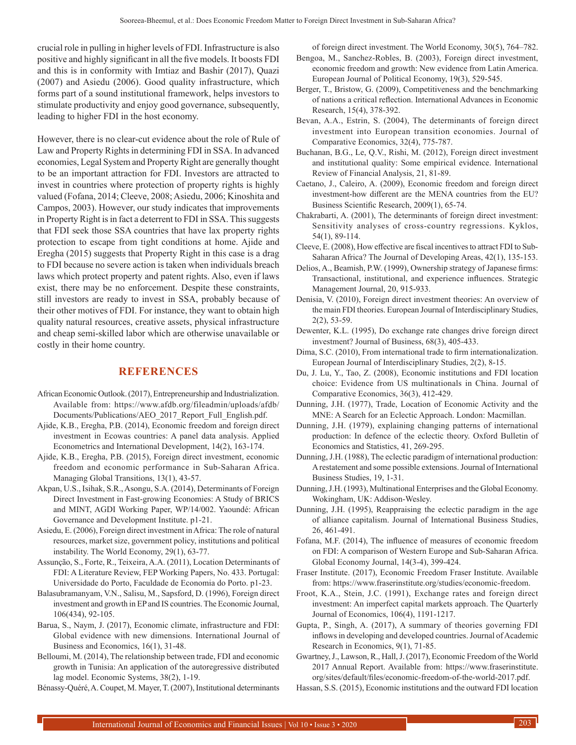crucial role in pulling in higher levels of FDI. Infrastructure is also positive and highly significant in all the five models. It boosts FDI and this is in conformity with Imtiaz and Bashir (2017), Quazi (2007) and Asiedu (2006). Good quality infrastructure, which forms part of a sound institutional framework, helps investors to stimulate productivity and enjoy good governance, subsequently, leading to higher FDI in the host economy.

However, there is no clear-cut evidence about the role of Rule of Law and Property Rights in determining FDI in SSA. In advanced economies, Legal System and Property Right are generally thought to be an important attraction for FDI. Investors are attracted to invest in countries where protection of property rights is highly valued (Fofana, 2014; Cleeve, 2008; Asiedu, 2006; Kinoshita and Campos, 2003). However, our study indicates that improvements in Property Right is in fact a deterrent to FDI in SSA. This suggests that FDI seek those SSA countries that have lax property rights protection to escape from tight conditions at home. Ajide and Eregha (2015) suggests that Property Right in this case is a drag to FDI because no severe action is taken when individuals breach laws which protect property and patent rights. Also, even if laws exist, there may be no enforcement. Despite these constraints, still investors are ready to invest in SSA, probably because of their other motives of FDI. For instance, they want to obtain high quality natural resources, creative assets, physical infrastructure and cheap semi-skilled labor which are otherwise unavailable or costly in their home country.

## REFERENCES

African Economic Outlook. (2017), Entrepreneurship and Industrialization. Available from: https://www.afdb.org/fileadmin/uploads/afdb/Documents/Publications/AEO_2017_Report_Full_English.pdf.

Ajide, K.B., Eregha, P.B. (2014), Economic freedom and foreign direct investment in Ecowas countries: A panel data analysis. Applied Econometrics and International Development, 14(2), 163-174.

Ajide, K.B., Eregha, P.B. (2015), Foreign direct investment, economic freedom and economic performance in Sub-Saharan Africa. Managing Global Transitions, 13(1), 43-57.

Akpan, U.S., Isihak, S.R., Asongu, S.A. (2014), Determinants of Foreign Direct Investment in Fast-growing Economies: A Study of BRICS and MINT, AGDI Working Paper, WP/14/002. Yaoundé: African Governance and Development Institute. p1-21.

Asiedu, E. (2006), Foreign direct investment in Africa: The role of natural resources, market size, government policy, institutions and political instability. The World Economy, 29(1), 63-77.

Assunção, S., Forte, R., Teixeira, A.A. (2011), Location Determinants of FDI: A Literature Review, FEP Working Papers, No. 433. Portugal: Universidade do Porto, Faculdade de Economia do Porto. p1-23.

Balasubramanyam, V.N., Salisu, M., Sapsford, D. (1996), Foreign direct investment and growth in EP and IS countries. The Economic Journal, 106(434), 92-105.

Barua, S., Naym, J. (2017), Economic climate, infrastructure and FDI: Global evidence with new dimensions. International Journal of Business and Economics, 16(1), 31-48.

Belloumi, M. (2014), The relationship between trade, FDI and economic growth in Tunisia: An application of the autoregressive distributed lag model. Economic Systems, 38(2), 1-19.

Bénassy-Quéré, A. Coupet, M. Mayer, T. (2007), Institutional determinants of foreign direct investment. The World Economy, 30(5), 764–782.

Bengoa, M., Sanchez-Robles, B. (2003), Foreign direct investment, economic freedom and growth: New evidence from Latin America. European Journal of Political Economy, 19(3), 529-545.

Berger, T., Bristow, G. (2009), Competitiveness and the benchmarking of nations a critical reflection. International Advances in Economic Research, 15(4), 378-392.

Bevan, A.A., Estrin, S. (2004), The determinants of foreign direct investment into European transition economies. Journal of Comparative Economics, 32(4), 775-787.

Buchanan, B.G., Le, Q.V., Rishi, M. (2012), Foreign direct investment and institutional quality: Some empirical evidence. International Review of Financial Analysis, 21, 81-89.

Caetano, J., Caleiro, A. (2009), Economic freedom and foreign direct investment-how different are the MENA countries from the EU? Business Scientific Research, 2009(1), 65-74.

Chakrabarti, A. (2001), The determinants of foreign direct investment: Sensitivity analyses of cross-country regressions. Kyklos, 54(1), 89-114.

Cleeve, E. (2008), How effective are fiscal incentives to attract FDI to Sub-Saharan Africa? The Journal of Developing Areas, 42(1), 135-153.

Delios, A., Beamish, P.W. (1999), Ownership strategy of Japanese firms: Transactional, institutional, and experience influences. Strategic Management Journal, 20, 915-933.

Denisia, V. (2010), Foreign direct investment theories: An overview of the main FDI theories. European Journal of Interdisciplinary Studies, 2(2), 53-59.

Dewenter, K.L. (1995), Do exchange rate changes drive foreign direct investment? Journal of Business, 68(3), 405-433.

Dima, S.C. (2010), From international trade to firm internationalization. European Journal of Interdisciplinary Studies, 2(2), 8-15.

Du, J. Lu, Y., Tao, Z. (2008), Economic institutions and FDI location choice: Evidence from US multinationals in China. Journal of Comparative Economics, 36(3), 412-429.

Dunning, J.H. (1977), Trade, Location of Economic Activity and the MNE: A Search for an Eclectic Approach. London: Macmillan.

Dunning, J.H. (1979), explaining changing patterns of international production: In defence of the eclectic theory. Oxford Bulletin of Economics and Statistics, 41, 269-295.

Dunning, J.H. (1988), The eclectic paradigm of international production: A restatement and some possible extensions. Journal of International Business Studies, 19, 1-31.

Dunning, J.H. (1993), Multinational Enterprises and the Global Economy. Wokingham, UK: Addison-Wesley.

Dunning, J.H. (1995), Reappraising the eclectic paradigm in the age of alliance capitalism. Journal of International Business Studies, 26, 461-491.

Fofana, M.F. (2014), The influence of measures of economic freedom on FDI: A comparison of Western Europe and Sub-Saharan Africa. Global Economy Journal, 14(3-4), 399-424.

Fraser Institute. (2017), Economic Freedom Fraser Institute. Available from: https://www.fraserinstitute.org/studies/economic-freedom.

Froot, K.A., Stein, J.C. (1991), Exchange rates and foreign direct investment: An imperfect capital markets approach. The Quarterly Journal of Economics, 106(4), 1191-1217.

Gupta, P., Singh, A. (2017), A summary of theories governing FDI inflows in developing and developed countries. Journal of Academic Research in Economics, 9(1), 71-85.

Gwartney, J., Lawson, R., Hall, J. (2017), Economic Freedom of the World 2017 Annual Report. Available from: https://www.fraserinstitute.org/sites/default/files/economic-freedom-of-the-world-2017.pdf.

Hassan, S.S. (2015), Economic institutions and the outward FDI location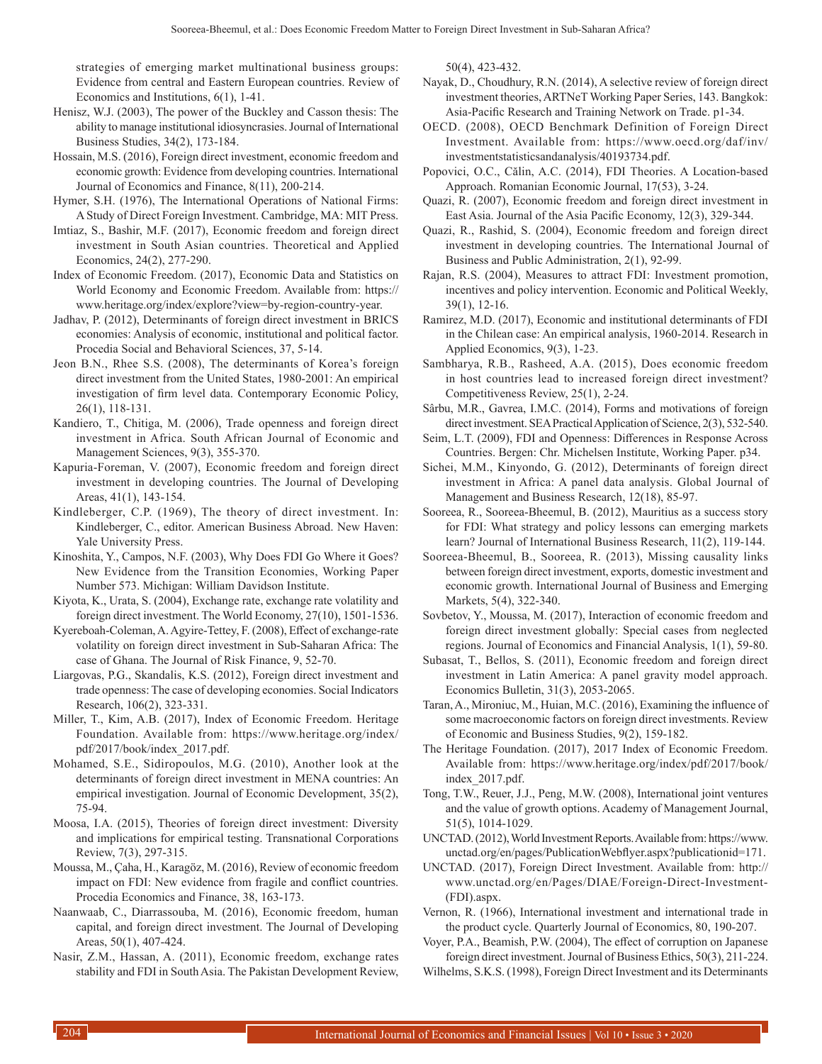strategies of emerging market multinational business groups: Evidence from central and Eastern European countries. Review of Economics and Institutions, 6(1), 1-41.

Henisz, W.J. (2003), The power of the Buckley and Casson thesis: The ability to manage institutional idiosyncrasies. Journal of International Business Studies, 34(2), 173-184.

Hossain, M.S. (2016), Foreign direct investment, economic freedom and economic growth: Evidence from developing countries. International Journal of Economics and Finance, 8(11), 200-214.

Hymer, S.H. (1976), The International Operations of National Firms: A Study of Direct Foreign Investment. Cambridge, MA: MIT Press.

Imtiaz, S., Bashir, M.F. (2017), Economic freedom and foreign direct investment in South Asian countries. Theoretical and Applied Economics, 24(2), 277-290.

Index of Economic Freedom. (2017), Economic Data and Statistics on World Economy and Economic Freedom. Available from: https://www.heritage.org/index/explore?view=by-region-country-year.

Jadhav, P. (2012), Determinants of foreign direct investment in BRICS economies: Analysis of economic, institutional and political factor. Procedia Social and Behavioral Sciences, 37, 5-14.

Jeon B.N., Rhee S.S. (2008), The determinants of Korea's foreign direct investment from the United States, 1980-2001: An empirical investigation of firm level data. Contemporary Economic Policy, 26(1), 118-131.

Kandiero, T., Chitiga, M. (2006), Trade openness and foreign direct investment in Africa. South African Journal of Economic and Management Sciences, 9(3), 355-370.

Kapuria-Foreman, V. (2007), Economic freedom and foreign direct investment in developing countries. The Journal of Developing Areas, 41(1), 143-154.

Kindleberger, C.P. (1969), The theory of direct investment. In: Kindleberger, C., editor. American Business Abroad. New Haven: Yale University Press.

Kinoshita, Y., Campos, N.F. (2003), Why Does FDI Go Where it Goes? New Evidence from the Transition Economies, Working Paper Number 573. Michigan: William Davidson Institute.

Kiyota, K., Urata, S. (2004), Exchange rate, exchange rate volatility and foreign direct investment. The World Economy, 27(10), 1501-1536.

Kyereboah-Coleman, A. Agyire-Tettey, F. (2008), Effect of exchange-rate volatility on foreign direct investment in Sub-Saharan Africa: The case of Ghana. The Journal of Risk Finance, 9, 52-70.

Liargovas, P.G., Skandalis, K.S. (2012), Foreign direct investment and trade openness: The case of developing economies. Social Indicators Research, 106(2), 323-331.

Miller, T., Kim, A.B. (2017), Index of Economic Freedom. Heritage Foundation. Available from: https://www.heritage.org/index/pdf/2017/book/index_2017.pdf.

Mohamed, S.E., Sidiropoulos, M.G. (2010), Another look at the determinants of foreign direct investment in MENA countries: An empirical investigation. Journal of Economic Development, 35(2), 75-94.

Moosa, I.A. (2015), Theories of foreign direct investment: Diversity and implications for empirical testing. Transnational Corporations Review, 7(3), 297-315.

Moussa, M., Çaha, H., Karagöz, M. (2016), Review of economic freedom impact on FDI: New evidence from fragile and conflict countries. Procedia Economics and Finance, 38, 163-173.

Naanwaab, C., Diarrassouba, M. (2016), Economic freedom, human capital, and foreign direct investment. The Journal of Developing Areas, 50(1), 407-424.

Nasir, Z.M., Hassan, A. (2011), Economic freedom, exchange rates stability and FDI in South Asia. The Pakistan Development Review, 50(4), 423-432.

Nayak, D., Choudhury, R.N. (2014), A selective review of foreign direct investment theories, ARTNeT Working Paper Series, 143. Bangkok: Asia-Pacific Research and Training Network on Trade. p1-34.

OECD. (2008), OECD Benchmark Definition of Foreign Direct Investment. Available from: https://www.oecd.org/daf/inv/investmentstatisticsandanalysis/40193734.pdf.

Popovici, O.C., Călin, A.C. (2014), FDI Theories. A Location-based Approach. Romanian Economic Journal, 17(53), 3-24.

Quazi, R. (2007), Economic freedom and foreign direct investment in East Asia. Journal of the Asia Pacific Economy, 12(3), 329-344.

Quazi, R., Rashid, S. (2004), Economic freedom and foreign direct investment in developing countries. The International Journal of Business and Public Administration, 2(1), 92-99.

Rajan, R.S. (2004), Measures to attract FDI: Investment promotion, incentives and policy intervention. Economic and Political Weekly, 39(1), 12-16.

Ramirez, M.D. (2017), Economic and institutional determinants of FDI in the Chilean case: An empirical analysis, 1960-2014. Research in Applied Economics, 9(3), 1-23.

Sambharya, R.B., Rasheed, A.A. (2015), Does economic freedom in host countries lead to increased foreign direct investment? Competitiveness Review, 25(1), 2-24.

Sârbu, M.R., Gavrea, I.M.C. (2014), Forms and motivations of foreign direct investment. SEA Practical Application of Science, 2(3), 532-540.

Seim, L.T. (2009), FDI and Openness: Differences in Response Across Countries. Bergen: Chr. Michelsen Institute, Working Paper. p34.

Sichei, M.M., Kinyondo, G. (2012), Determinants of foreign direct investment in Africa: A panel data analysis. Global Journal of Management and Business Research, 12(18), 85-97.

Sooreea, R., Sooreea-Bheemul, B. (2012), Mauritius as a success story for FDI: What strategy and policy lessons can emerging markets learn? Journal of International Business Research, 11(2), 119-144.

Sooreea-Bheemul, B., Sooreea, R. (2013), Missing causality links between foreign direct investment, exports, domestic investment and economic growth. International Journal of Business and Emerging Markets, 5(4), 322-340.

Sovbetov, Y., Moussa, M. (2017), Interaction of economic freedom and foreign direct investment globally: Special cases from neglected regions. Journal of Economics and Financial Analysis, 1(1), 59-80.

Subasat, T., Bellos, S. (2011), Economic freedom and foreign direct investment in Latin America: A panel gravity model approach. Economics Bulletin, 31(3), 2053-2065.

Taran, A., Mironiuc, M., Huian, M.C. (2016), Examining the influence of some macroeconomic factors on foreign direct investments. Review of Economic and Business Studies, 9(2), 159-182.

The Heritage Foundation. (2017), 2017 Index of Economic Freedom. Available from: https://www.heritage.org/index/pdf/2017/book/index_2017.pdf.

Tong, T.W., Reuer, J.J., Peng, M.W. (2008), International joint ventures and the value of growth options. Academy of Management Journal, 51(5), 1014-1029.

UNCTAD. (2012), World Investment Reports. Available from: https://www.unctad.org/en/pages/PublicationWebflyer.aspx?publicationid=171.

UNCTAD. (2017), Foreign Direct Investment. Available from: http://www.unctad.org/en/Pages/DIAE/Foreign-Direct-Investment-(FDI).aspx.

Vernon, R. (1966), International investment and international trade in the product cycle. Quarterly Journal of Economics, 80, 190-207.

Voyer, P.A., Beamish, P.W. (2004), The effect of corruption on Japanese foreign direct investment. Journal of Business Ethics, 50(3), 211-224.

Wilhelms, S.K.S. (1998), Foreign Direct Investment and its Determinants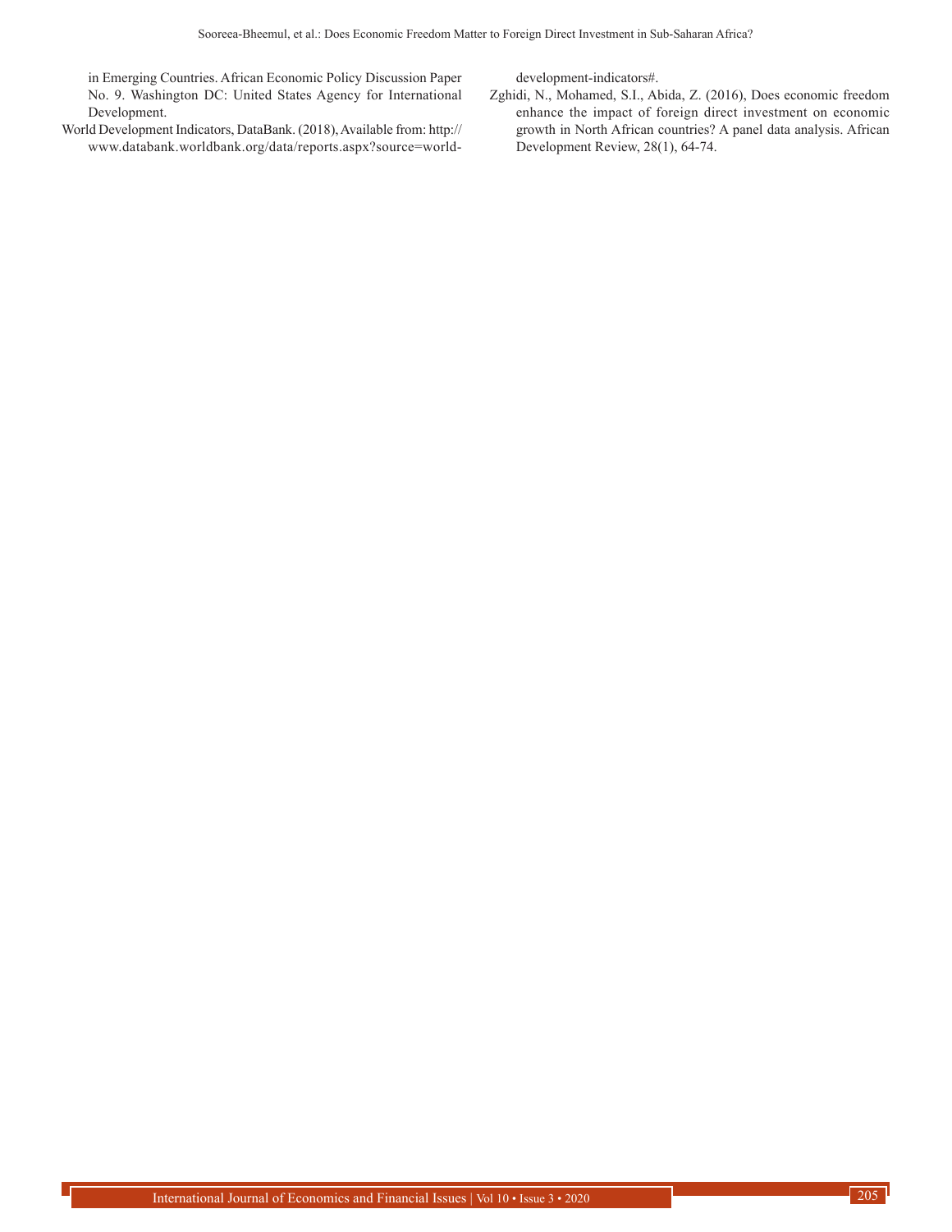in Emerging Countries. African Economic Policy Discussion Paper No. 9. Washington DC: United States Agency for International Development.

World Development Indicators, DataBank. (2018), Available from: http://www.databank.worldbank.org/data/reports.aspx?source=world-development-indicators#.

Zghidi, N., Mohamed, S.I., Abida, Z. (2016), Does economic freedom enhance the impact of foreign direct investment on economic growth in North African countries? A panel data analysis. African Development Review, 28(1), 64-74.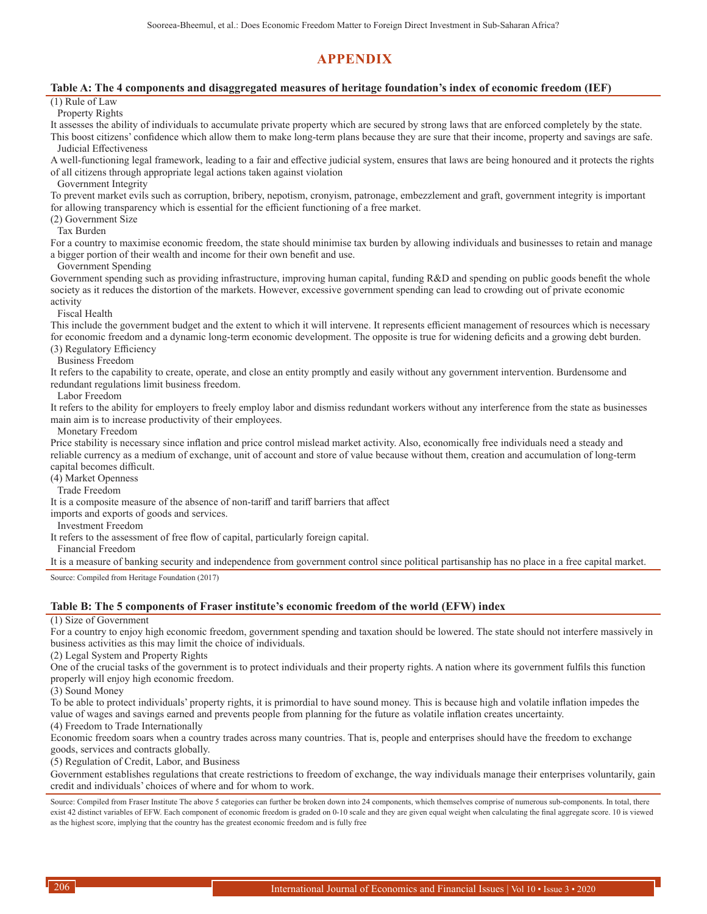# APPENDIX

**Table A: The 4 components and disaggregated measures of heritage foundation's index of economic freedom (IEF)**

(1) Rule of Law

Property Rights

It assesses the ability of individuals to accumulate private property which are secured by strong laws that are enforced completely by the state. This boost citizens' confidence which allow them to make long-term plans because they are sure that their income, property and savings are safe.

Judicial Effectiveness

A well-functioning legal framework, leading to a fair and effective judicial system, ensures that laws are being honoured and it protects the rights of all citizens through appropriate legal actions taken against violation

Government Integrity

To prevent market evils such as corruption, bribery, nepotism, cronyism, patronage, embezzlement and graft, government integrity is important for allowing transparency which is essential for the efficient functioning of a free market.

(2) Government Size

Tax Burden

For a country to maximise economic freedom, the state should minimise tax burden by allowing individuals and businesses to retain and manage a bigger portion of their wealth and income for their own benefit and use.

Government Spending

Government spending such as providing infrastructure, improving human capital, funding R&D and spending on public goods benefit the whole society as it reduces the distortion of the markets. However, excessive government spending can lead to crowding out of private economic activity

Fiscal Health

This include the government budget and the extent to which it will intervene. It represents efficient management of resources which is necessary for economic freedom and a dynamic long-term economic development. The opposite is true for widening deficits and a growing debt burden.

(3) Regulatory Efficiency

Business Freedom

It refers to the capability to create, operate, and close an entity promptly and easily without any government intervention. Burdensome and redundant regulations limit business freedom.

Labor Freedom

It refers to the ability for employers to freely employ labor and dismiss redundant workers without any interference from the state as businesses main aim is to increase productivity of their employees.

Monetary Freedom

Price stability is necessary since inflation and price control mislead market activity. Also, economically free individuals need a steady and reliable currency as a medium of exchange, unit of account and store of value because without them, creation and accumulation of long-term capital becomes difficult.

(4) Market Openness

Trade Freedom

It is a composite measure of the absence of non-tariff and tariff barriers that affect imports and exports of goods and services.

Investment Freedom

It refers to the assessment of free flow of capital, particularly foreign capital.

Financial Freedom

It is a measure of banking security and independence from government control since political partisanship has no place in a free capital market.

Source: Compiled from Heritage Foundation (2017)

**Table B: The 5 components of Fraser institute's economic freedom of the world (EFW) index**

(1) Size of Government

For a country to enjoy high economic freedom, government spending and taxation should be lowered. The state should not interfere massively in business activities as this may limit the choice of individuals.

(2) Legal System and Property Rights

One of the crucial tasks of the government is to protect individuals and their property rights. A nation where its government fulfils this function properly will enjoy high economic freedom.

(3) Sound Money

To be able to protect individuals' property rights, it is primordial to have sound money. This is because high and volatile inflation impedes the value of wages and savings earned and prevents people from planning for the future as volatile inflation creates uncertainty.

(4) Freedom to Trade Internationally

Economic freedom soars when a country trades across many countries. That is, people and enterprises should have the freedom to exchange goods, services and contracts globally.

(5) Regulation of Credit, Labor, and Business

Government establishes regulations that create restrictions to freedom of exchange, the way individuals manage their enterprises voluntarily, gain credit and individuals' choices of where and for whom to work.

Source: Compiled from Fraser Institute The above 5 categories can further be broken down into 24 components, which themselves comprise of numerous sub-components. In total, there exist 42 distinct variables of EFW. Each component of economic freedom is graded on 0-10 scale and they are given equal weight when calculating the final aggregate score. 10 is viewed as the highest score, implying that the country has the greatest economic freedom and is fully free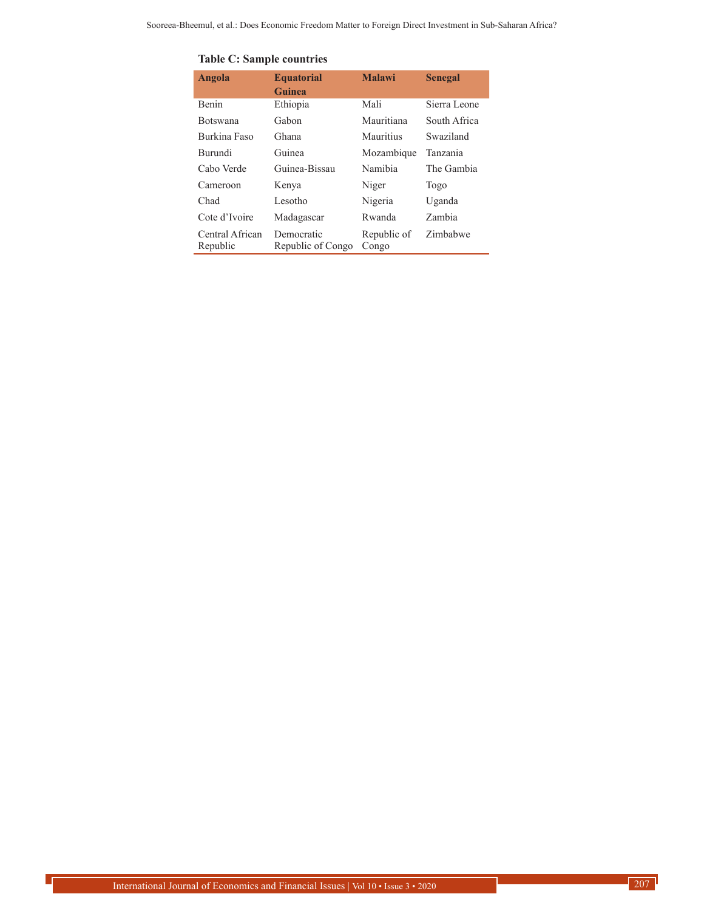**Table C: Sample countries**

| Angola | Equatorial Guinea | Malawi | Senegal |
|---|---|---|---|
| Benin | Ethiopia | Mali | Sierra Leone |
| Botswana | Gabon | Mauritiana | South Africa |
| Burkina Faso | Ghana | Mauritius | Swaziland |
| Burundi | Guinea | Mozambique | Tanzania |
| Cabo Verde | Guinea-Bissau | Namibia | The Gambia |
| Cameroon | Kenya | Niger | Togo |
| Chad | Lesotho | Nigeria | Uganda |
| Cote d'Ivoire | Madagascar | Rwanda | Zambia |
| Central African Republic | Democratic Republic of Congo | Republic of Congo | Zimbabwe |